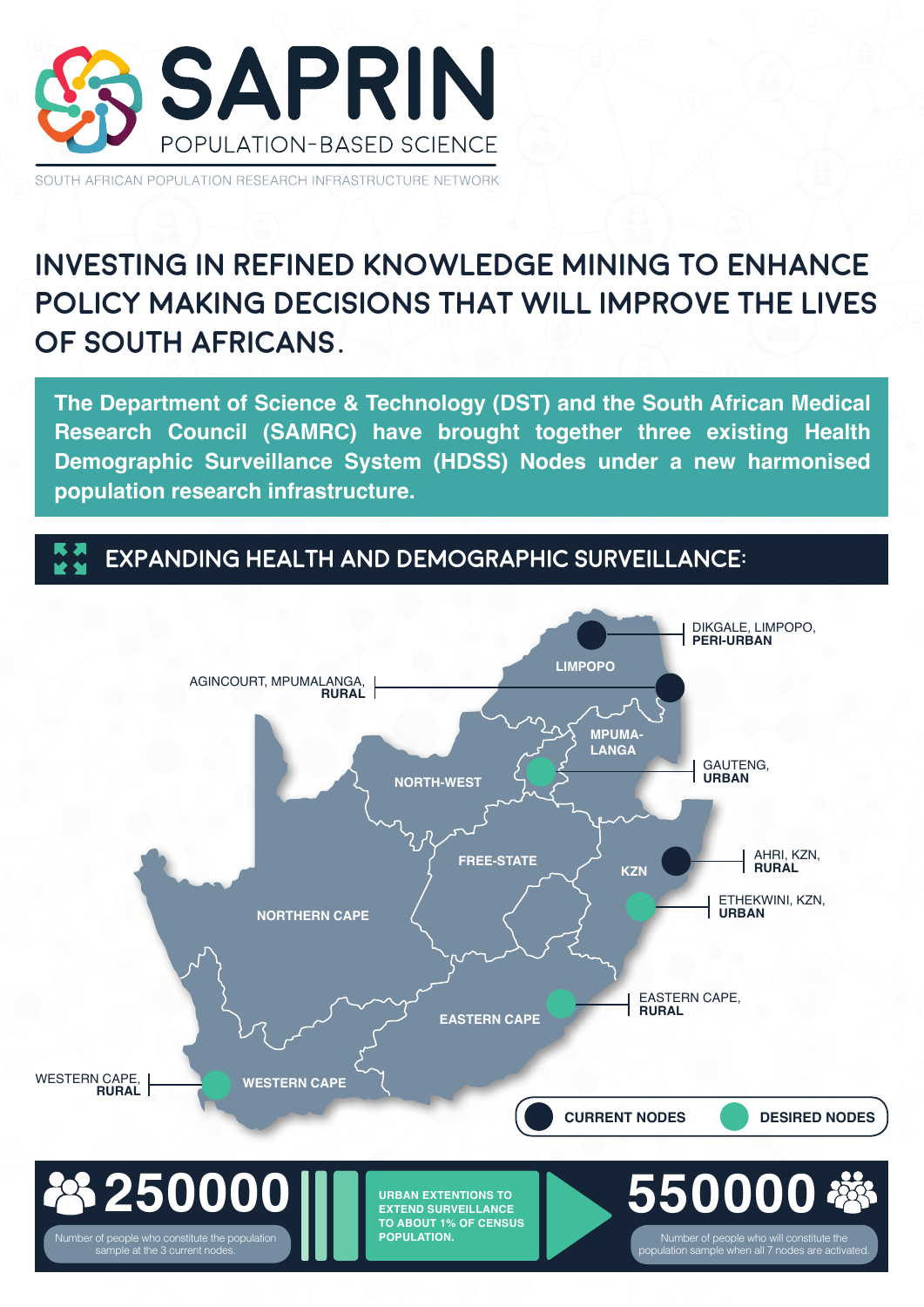# SAPRIN

POPULATION-BASED SCIENCE

SOUTH AFRICAN POPULATION RESEARCH INFRASTRUCTURE NETWORK

## INVESTING IN REFINED KNOWLEDGE MINING TO ENHANCE POLICY MAKING DECISIONS THAT WILL IMPROVE THE LIVES OF SOUTH AFRICANS.

**The Department of Science & Technology (DST) and the South African Medical Research Council (SAMRC) have brought together three existing Health Demographic Surveillance System (HDSS) Nodes under a new harmonised population research infrastructure.**

## EXPANDING HEALTH AND DEMOGRAPHIC SURVEILLANCE:

DIKGALE, LIMPOPO, **PERI-URBAN**

AGINCOURT, MPUMALANGA, **RURAL**

GAUTENG, **URBAN**

AHRI, KZN, **RURAL**

ETHEKWINI, KZN, **URBAN**

EASTERN CAPE, **RURAL**

WESTERN CAPE, **RURAL**

LIMPOPO · MPUMALANGA · NORTH-WEST · FREE-STATE · KZN · NORTHERN CAPE · EASTERN CAPE · WESTERN CAPE

CURRENT NODES | DESIRED NODES

**250000**

Number of people who constitute the population sample at the 3 current nodes.

**URBAN EXTENTIONS TO EXTEND SURVEILLANCE TO ABOUT 1% OF CENSUS POPULATION.**

**550000**

Number of people who will constitute the population sample when all 7 nodes are activated.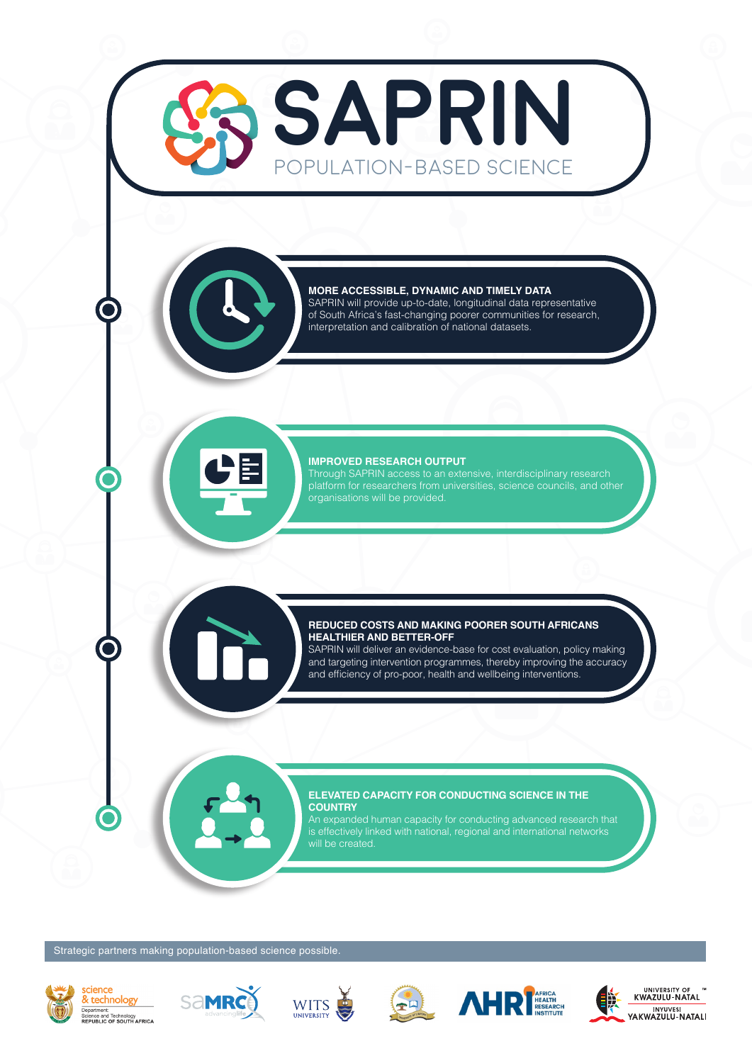# SAPRIN

POPULATION-BASED SCIENCE

**MORE ACCESSIBLE, DYNAMIC AND TIMELY DATA**

SAPRIN will provide up-to-date, longitudinal data representative of South Africa's fast-changing poorer communities for research, interpretation and calibration of national datasets.

**IMPROVED RESEARCH OUTPUT**

Through SAPRIN access to an extensive, interdisciplinary research platform for researchers from universities, science councils, and other organisations will be provided.

**REDUCED COSTS AND MAKING POORER SOUTH AFRICANS HEALTHIER AND BETTER-OFF**

SAPRIN will deliver an evidence-base for cost evaluation, policy making and targeting intervention programmes, thereby improving the accuracy and efficiency of pro-poor, health and wellbeing interventions.

**ELEVATED CAPACITY FOR CONDUCTING SCIENCE IN THE COUNTRY**

An expanded human capacity for conducting advanced research that is effectively linked with national, regional and international networks will be created.

Strategic partners making population-based science possible.

science & technology — Department: Science and Technology, REPUBLIC OF SOUTH AFRICA

SAMRC advancing life

WITS UNIVERSITY

AHRI AFRICA HEALTH RESEARCH INSTITUTE

UNIVERSITY OF KWAZULU-NATAL INYUVESI YAKWAZULU-NATALI